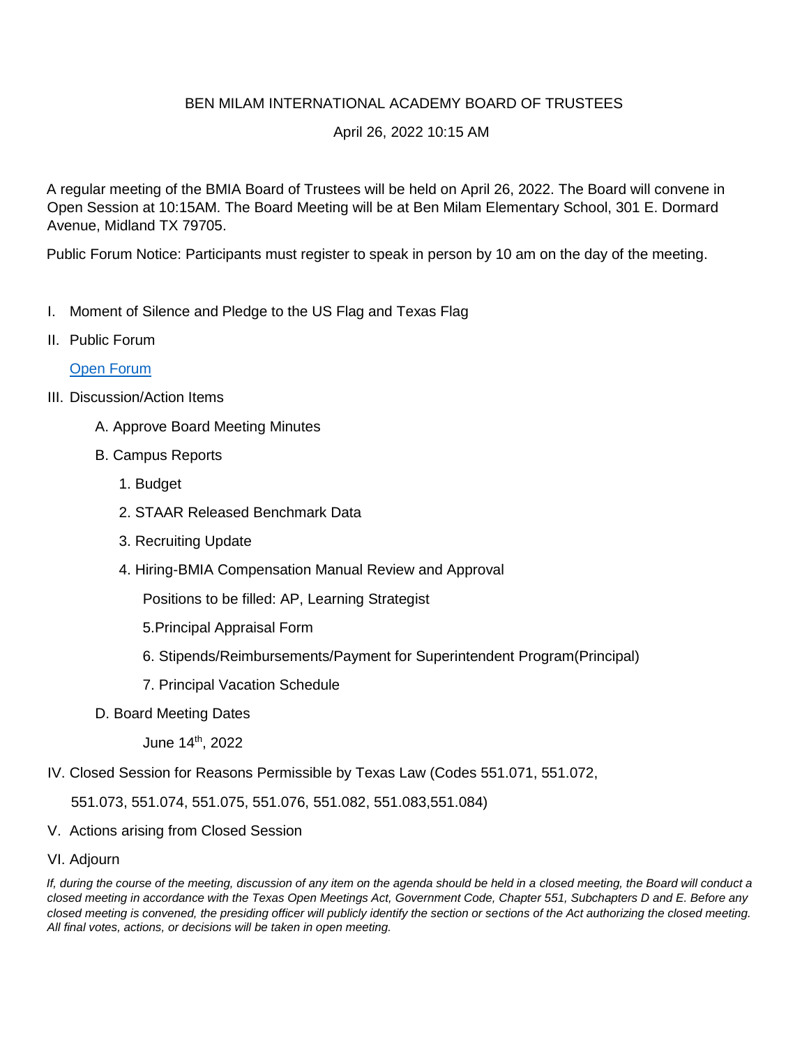BEN MILAM INTERNATIONAL ACADEMY BOARD OF TRUSTEES

April 26, 2022 10:15 AM

A regular meeting of the BMIA Board of Trustees will be held on April 26, 2022. The Board will convene in Open Session at 10:15AM. The Board Meeting will be at Ben Milam Elementary School, 301 E. Dormard Avenue, Midland TX 79705.

Public Forum Notice: Participants must register to speak in person by 10 am on the day of the meeting.

I. Moment of Silence and Pledge to the US Flag and Texas Flag

II. Public Forum

   [Open Forum]

III. Discussion/Action Items

   A. Approve Board Meeting Minutes

   B. Campus Reports

      1. Budget

      2. STAAR Released Benchmark Data

      3. Recruiting Update

      4. Hiring-BMIA Compensation Manual Review and Approval

         Positions to be filled: AP, Learning Strategist

         5.Principal Appraisal Form

         6. Stipends/Reimbursements/Payment for Superintendent Program(Principal)

         7. Principal Vacation Schedule

   D. Board Meeting Dates

         June 14th, 2022

IV. Closed Session for Reasons Permissible by Texas Law (Codes 551.071, 551.072, 551.073, 551.074, 551.075, 551.076, 551.082, 551.083,551.084)

V. Actions arising from Closed Session

VI. Adjourn

*If, during the course of the meeting, discussion of any item on the agenda should be held in a closed meeting, the Board will conduct a closed meeting in accordance with the Texas Open Meetings Act, Government Code, Chapter 551, Subchapters D and E. Before any closed meeting is convened, the presiding officer will publicly identify the section or sections of the Act authorizing the closed meeting. All final votes, actions, or decisions will be taken in open meeting.*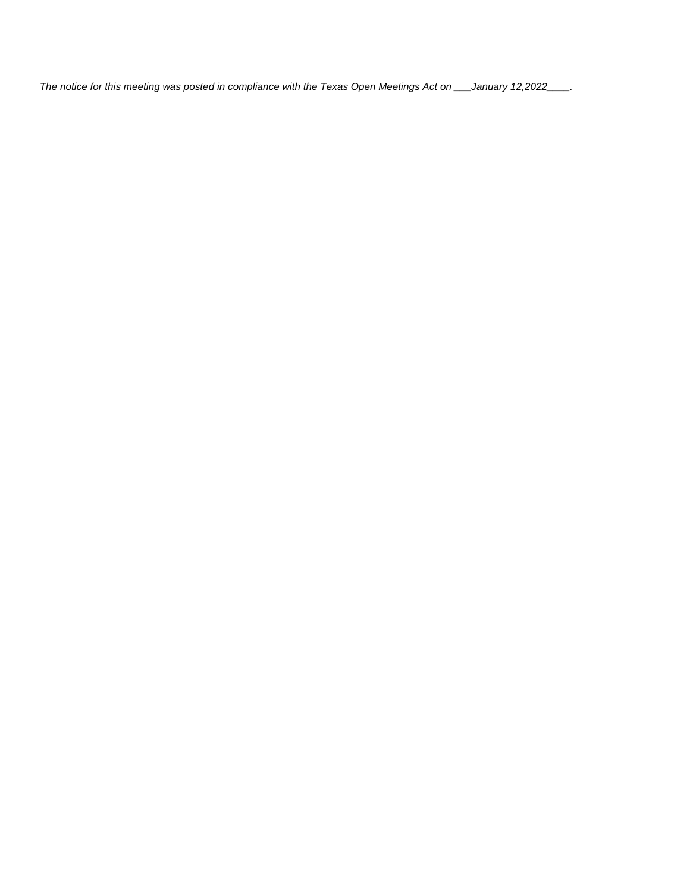*The notice for this meeting was posted in compliance with the Texas Open Meetings Act on ___January 12,2022____.*